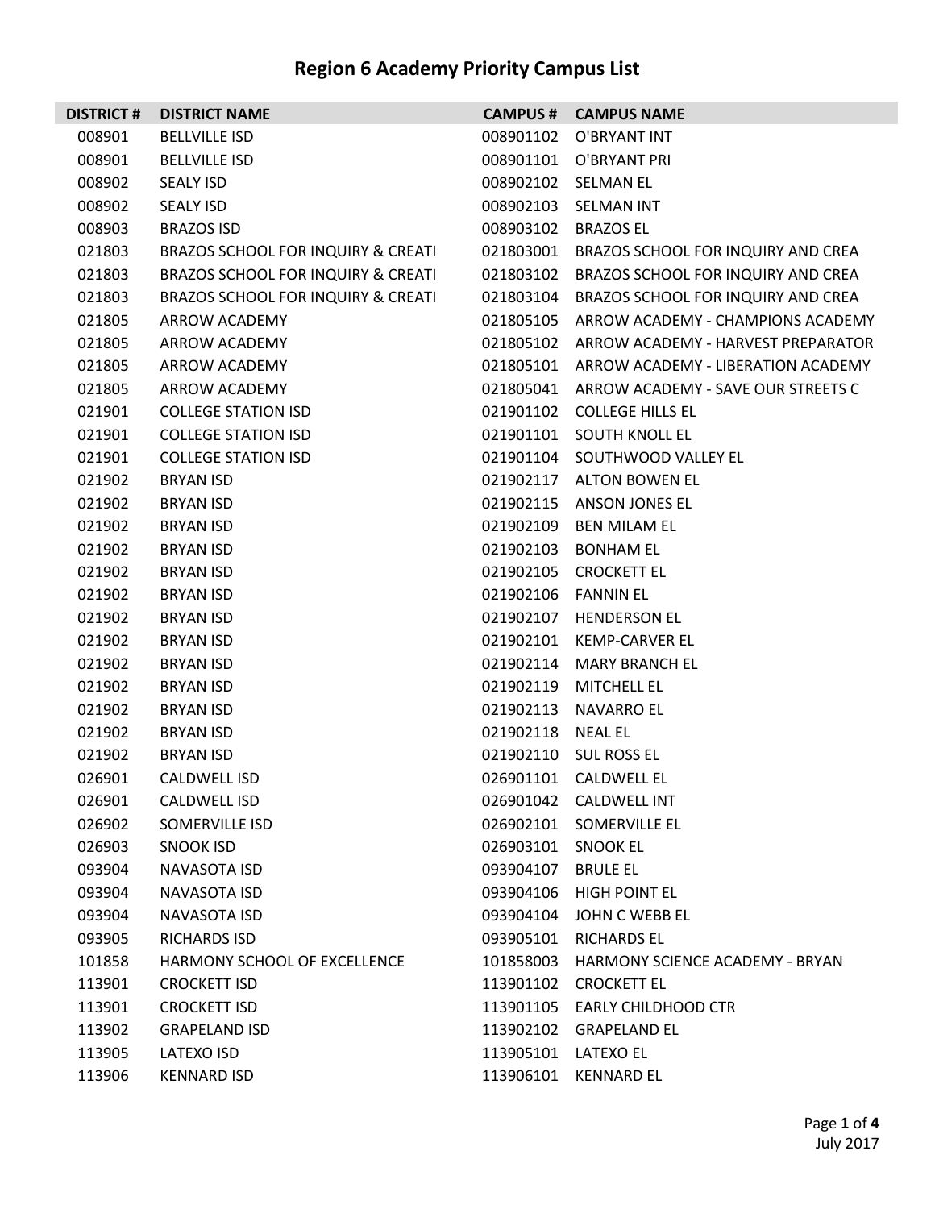# Region 6 Academy Priority Campus List

| DISTRICT # | DISTRICT NAME | CAMPUS # | CAMPUS NAME |
|---|---|---|---|
| 008901 | BELLVILLE ISD | 008901102 | O'BRYANT INT |
| 008901 | BELLVILLE ISD | 008901101 | O'BRYANT PRI |
| 008902 | SEALY ISD | 008902102 | SELMAN EL |
| 008902 | SEALY ISD | 008902103 | SELMAN INT |
| 008903 | BRAZOS ISD | 008903102 | BRAZOS EL |
| 021803 | BRAZOS SCHOOL FOR INQUIRY & CREATI | 021803001 | BRAZOS SCHOOL FOR INQUIRY AND CREA |
| 021803 | BRAZOS SCHOOL FOR INQUIRY & CREATI | 021803102 | BRAZOS SCHOOL FOR INQUIRY AND CREA |
| 021803 | BRAZOS SCHOOL FOR INQUIRY & CREATI | 021803104 | BRAZOS SCHOOL FOR INQUIRY AND CREA |
| 021805 | ARROW ACADEMY | 021805105 | ARROW ACADEMY - CHAMPIONS ACADEMY |
| 021805 | ARROW ACADEMY | 021805102 | ARROW ACADEMY - HARVEST PREPARATOR |
| 021805 | ARROW ACADEMY | 021805101 | ARROW ACADEMY - LIBERATION ACADEMY |
| 021805 | ARROW ACADEMY | 021805041 | ARROW ACADEMY - SAVE OUR STREETS C |
| 021901 | COLLEGE STATION ISD | 021901102 | COLLEGE HILLS EL |
| 021901 | COLLEGE STATION ISD | 021901101 | SOUTH KNOLL EL |
| 021901 | COLLEGE STATION ISD | 021901104 | SOUTHWOOD VALLEY EL |
| 021902 | BRYAN ISD | 021902117 | ALTON BOWEN EL |
| 021902 | BRYAN ISD | 021902115 | ANSON JONES EL |
| 021902 | BRYAN ISD | 021902109 | BEN MILAM EL |
| 021902 | BRYAN ISD | 021902103 | BONHAM EL |
| 021902 | BRYAN ISD | 021902105 | CROCKETT EL |
| 021902 | BRYAN ISD | 021902106 | FANNIN EL |
| 021902 | BRYAN ISD | 021902107 | HENDERSON EL |
| 021902 | BRYAN ISD | 021902101 | KEMP-CARVER EL |
| 021902 | BRYAN ISD | 021902114 | MARY BRANCH EL |
| 021902 | BRYAN ISD | 021902119 | MITCHELL EL |
| 021902 | BRYAN ISD | 021902113 | NAVARRO EL |
| 021902 | BRYAN ISD | 021902118 | NEAL EL |
| 021902 | BRYAN ISD | 021902110 | SUL ROSS EL |
| 026901 | CALDWELL ISD | 026901101 | CALDWELL EL |
| 026901 | CALDWELL ISD | 026901042 | CALDWELL INT |
| 026902 | SOMERVILLE ISD | 026902101 | SOMERVILLE EL |
| 026903 | SNOOK ISD | 026903101 | SNOOK EL |
| 093904 | NAVASOTA ISD | 093904107 | BRULE EL |
| 093904 | NAVASOTA ISD | 093904106 | HIGH POINT EL |
| 093904 | NAVASOTA ISD | 093904104 | JOHN C WEBB EL |
| 093905 | RICHARDS ISD | 093905101 | RICHARDS EL |
| 101858 | HARMONY SCHOOL OF EXCELLENCE | 101858003 | HARMONY SCIENCE ACADEMY - BRYAN |
| 113901 | CROCKETT ISD | 113901102 | CROCKETT EL |
| 113901 | CROCKETT ISD | 113901105 | EARLY CHILDHOOD CTR |
| 113902 | GRAPELAND ISD | 113902102 | GRAPELAND EL |
| 113905 | LATEXO ISD | 113905101 | LATEXO EL |
| 113906 | KENNARD ISD | 113906101 | KENNARD EL |

July 2017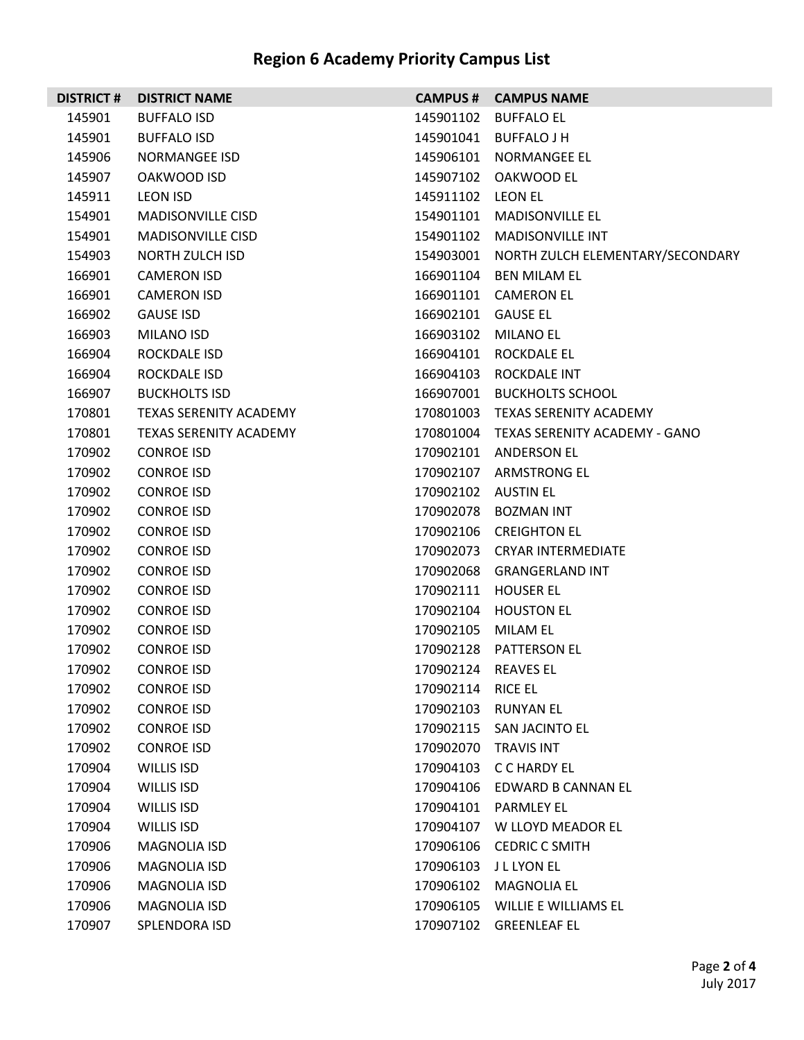# Region 6 Academy Priority Campus List

| DISTRICT # | DISTRICT NAME | CAMPUS # | CAMPUS NAME |
|---|---|---|---|
| 145901 | BUFFALO ISD | 145901102 | BUFFALO EL |
| 145901 | BUFFALO ISD | 145901041 | BUFFALO J H |
| 145906 | NORMANGEE ISD | 145906101 | NORMANGEE EL |
| 145907 | OAKWOOD ISD | 145907102 | OAKWOOD EL |
| 145911 | LEON ISD | 145911102 | LEON EL |
| 154901 | MADISONVILLE CISD | 154901101 | MADISONVILLE EL |
| 154901 | MADISONVILLE CISD | 154901102 | MADISONVILLE INT |
| 154903 | NORTH ZULCH ISD | 154903001 | NORTH ZULCH ELEMENTARY/SECONDARY |
| 166901 | CAMERON ISD | 166901104 | BEN MILAM EL |
| 166901 | CAMERON ISD | 166901101 | CAMERON EL |
| 166902 | GAUSE ISD | 166902101 | GAUSE EL |
| 166903 | MILANO ISD | 166903102 | MILANO EL |
| 166904 | ROCKDALE ISD | 166904101 | ROCKDALE EL |
| 166904 | ROCKDALE ISD | 166904103 | ROCKDALE INT |
| 166907 | BUCKHOLTS ISD | 166907001 | BUCKHOLTS SCHOOL |
| 170801 | TEXAS SERENITY ACADEMY | 170801003 | TEXAS SERENITY ACADEMY |
| 170801 | TEXAS SERENITY ACADEMY | 170801004 | TEXAS SERENITY ACADEMY - GANO |
| 170902 | CONROE ISD | 170902101 | ANDERSON EL |
| 170902 | CONROE ISD | 170902107 | ARMSTRONG EL |
| 170902 | CONROE ISD | 170902102 | AUSTIN EL |
| 170902 | CONROE ISD | 170902078 | BOZMAN INT |
| 170902 | CONROE ISD | 170902106 | CREIGHTON EL |
| 170902 | CONROE ISD | 170902073 | CRYAR INTERMEDIATE |
| 170902 | CONROE ISD | 170902068 | GRANGERLAND INT |
| 170902 | CONROE ISD | 170902111 | HOUSER EL |
| 170902 | CONROE ISD | 170902104 | HOUSTON EL |
| 170902 | CONROE ISD | 170902105 | MILAM EL |
| 170902 | CONROE ISD | 170902128 | PATTERSON EL |
| 170902 | CONROE ISD | 170902124 | REAVES EL |
| 170902 | CONROE ISD | 170902114 | RICE EL |
| 170902 | CONROE ISD | 170902103 | RUNYAN EL |
| 170902 | CONROE ISD | 170902115 | SAN JACINTO EL |
| 170902 | CONROE ISD | 170902070 | TRAVIS INT |
| 170904 | WILLIS ISD | 170904103 | C C HARDY EL |
| 170904 | WILLIS ISD | 170904106 | EDWARD B CANNAN EL |
| 170904 | WILLIS ISD | 170904101 | PARMLEY EL |
| 170904 | WILLIS ISD | 170904107 | W LLOYD MEADOR EL |
| 170906 | MAGNOLIA ISD | 170906106 | CEDRIC C SMITH |
| 170906 | MAGNOLIA ISD | 170906103 | J L LYON EL |
| 170906 | MAGNOLIA ISD | 170906102 | MAGNOLIA EL |
| 170906 | MAGNOLIA ISD | 170906105 | WILLIE E WILLIAMS EL |
| 170907 | SPLENDORA ISD | 170907102 | GREENLEAF EL |

July 2017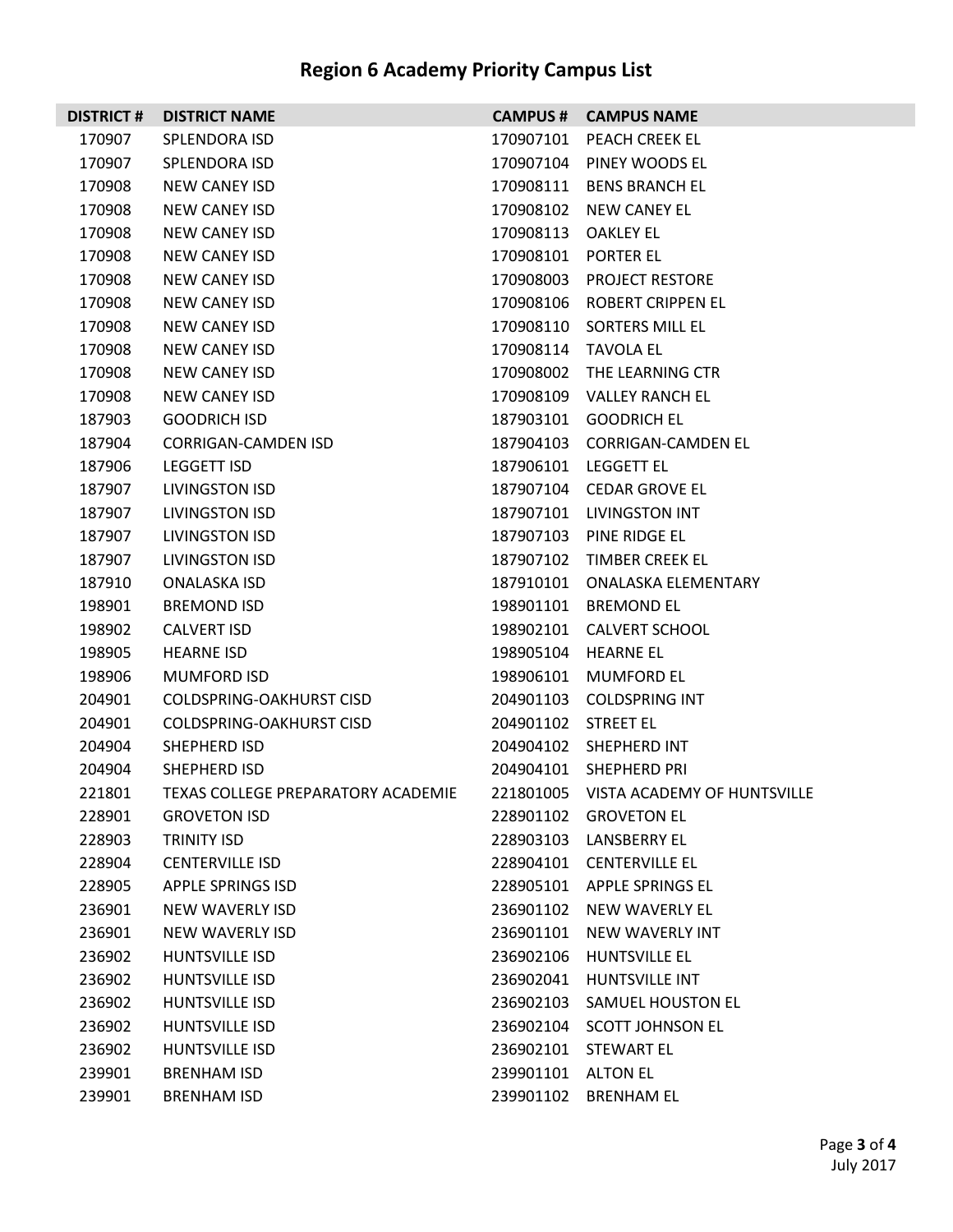# Region 6 Academy Priority Campus List

| DISTRICT # | DISTRICT NAME | CAMPUS # | CAMPUS NAME |
|---|---|---|---|
| 170907 | SPLENDORA ISD | 170907101 | PEACH CREEK EL |
| 170907 | SPLENDORA ISD | 170907104 | PINEY WOODS EL |
| 170908 | NEW CANEY ISD | 170908111 | BENS BRANCH EL |
| 170908 | NEW CANEY ISD | 170908102 | NEW CANEY EL |
| 170908 | NEW CANEY ISD | 170908113 | OAKLEY EL |
| 170908 | NEW CANEY ISD | 170908101 | PORTER EL |
| 170908 | NEW CANEY ISD | 170908003 | PROJECT RESTORE |
| 170908 | NEW CANEY ISD | 170908106 | ROBERT CRIPPEN EL |
| 170908 | NEW CANEY ISD | 170908110 | SORTERS MILL EL |
| 170908 | NEW CANEY ISD | 170908114 | TAVOLA EL |
| 170908 | NEW CANEY ISD | 170908002 | THE LEARNING CTR |
| 170908 | NEW CANEY ISD | 170908109 | VALLEY RANCH EL |
| 187903 | GOODRICH ISD | 187903101 | GOODRICH EL |
| 187904 | CORRIGAN-CAMDEN ISD | 187904103 | CORRIGAN-CAMDEN EL |
| 187906 | LEGGETT ISD | 187906101 | LEGGETT EL |
| 187907 | LIVINGSTON ISD | 187907104 | CEDAR GROVE EL |
| 187907 | LIVINGSTON ISD | 187907101 | LIVINGSTON INT |
| 187907 | LIVINGSTON ISD | 187907103 | PINE RIDGE EL |
| 187907 | LIVINGSTON ISD | 187907102 | TIMBER CREEK EL |
| 187910 | ONALASKA ISD | 187910101 | ONALASKA ELEMENTARY |
| 198901 | BREMOND ISD | 198901101 | BREMOND EL |
| 198902 | CALVERT ISD | 198902101 | CALVERT SCHOOL |
| 198905 | HEARNE ISD | 198905104 | HEARNE EL |
| 198906 | MUMFORD ISD | 198906101 | MUMFORD EL |
| 204901 | COLDSPRING-OAKHURST CISD | 204901103 | COLDSPRING INT |
| 204901 | COLDSPRING-OAKHURST CISD | 204901102 | STREET EL |
| 204904 | SHEPHERD ISD | 204904102 | SHEPHERD INT |
| 204904 | SHEPHERD ISD | 204904101 | SHEPHERD PRI |
| 221801 | TEXAS COLLEGE PREPARATORY ACADEMIE | 221801005 | VISTA ACADEMY OF HUNTSVILLE |
| 228901 | GROVETON ISD | 228901102 | GROVETON EL |
| 228903 | TRINITY ISD | 228903103 | LANSBERRY EL |
| 228904 | CENTERVILLE ISD | 228904101 | CENTERVILLE EL |
| 228905 | APPLE SPRINGS ISD | 228905101 | APPLE SPRINGS EL |
| 236901 | NEW WAVERLY ISD | 236901102 | NEW WAVERLY EL |
| 236901 | NEW WAVERLY ISD | 236901101 | NEW WAVERLY INT |
| 236902 | HUNTSVILLE ISD | 236902106 | HUNTSVILLE EL |
| 236902 | HUNTSVILLE ISD | 236902041 | HUNTSVILLE INT |
| 236902 | HUNTSVILLE ISD | 236902103 | SAMUEL HOUSTON EL |
| 236902 | HUNTSVILLE ISD | 236902104 | SCOTT JOHNSON EL |
| 236902 | HUNTSVILLE ISD | 236902101 | STEWART EL |
| 239901 | BRENHAM ISD | 239901101 | ALTON EL |
| 239901 | BRENHAM ISD | 239901102 | BRENHAM EL |

July 2017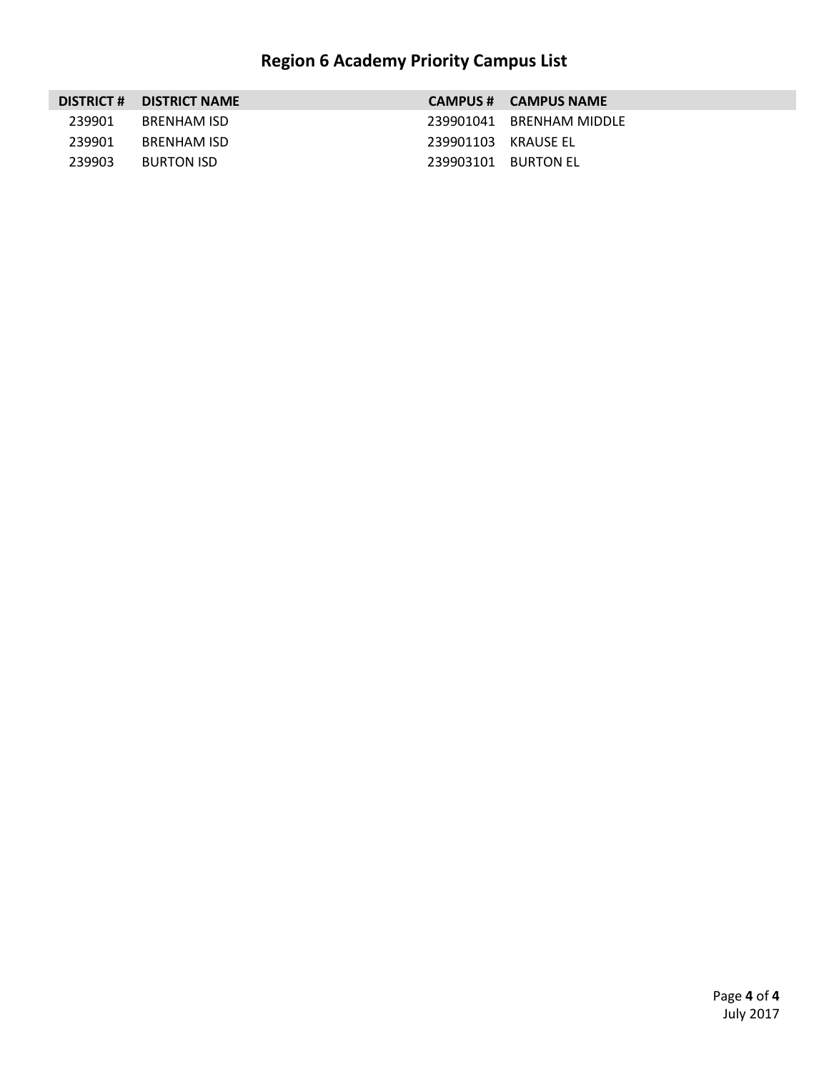# Region 6 Academy Priority Campus List

| DISTRICT # | DISTRICT NAME | CAMPUS # | CAMPUS NAME |
|---|---|---|---|
| 239901 | BRENHAM ISD | 239901041 | BRENHAM MIDDLE |
| 239901 | BRENHAM ISD | 239901103 | KRAUSE EL |
| 239903 | BURTON ISD | 239903101 | BURTON EL |

July 2017